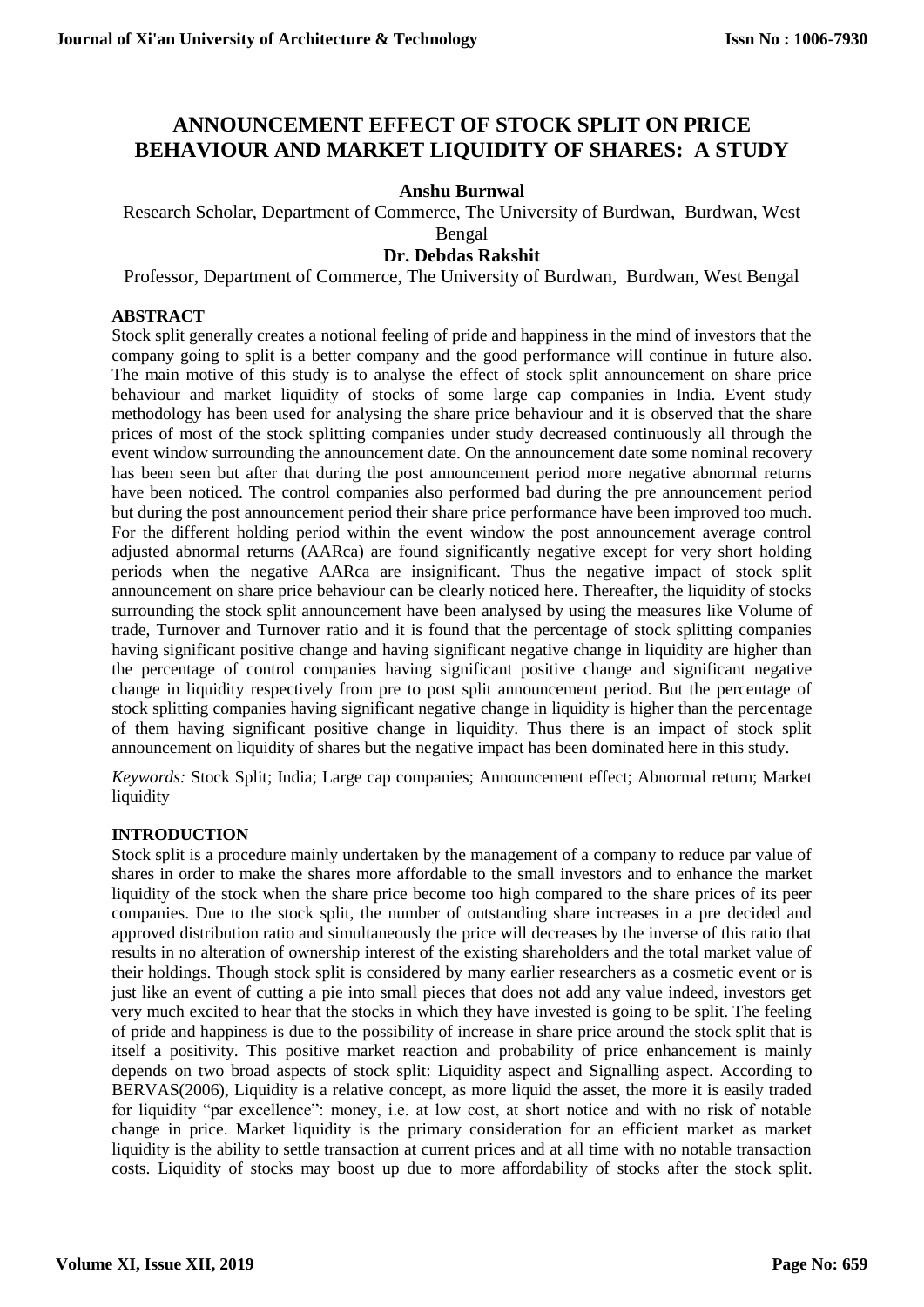# ANNOUNCEMENT EFFECT OF STOCK SPLIT ON PRICE BEHAVIOUR AND MARKET LIQUIDITY OF SHARES: A STUDY

**Anshu Burnwal**

Research Scholar, Department of Commerce, The University of Burdwan, Burdwan, West Bengal

**Dr. Debdas Rakshit**

Professor, Department of Commerce, The University of Burdwan, Burdwan, West Bengal

## ABSTRACT

Stock split generally creates a notional feeling of pride and happiness in the mind of investors that the company going to split is a better company and the good performance will continue in future also. The main motive of this study is to analyse the effect of stock split announcement on share price behaviour and market liquidity of stocks of some large cap companies in India. Event study methodology has been used for analysing the share price behaviour and it is observed that the share prices of most of the stock splitting companies under study decreased continuously all through the event window surrounding the announcement date. On the announcement date some nominal recovery has been seen but after that during the post announcement period more negative abnormal returns have been noticed. The control companies also performed bad during the pre announcement period but during the post announcement period their share price performance have been improved too much. For the different holding period within the event window the post announcement average control adjusted abnormal returns (AARca) are found significantly negative except for very short holding periods when the negative AARca are insignificant. Thus the negative impact of stock split announcement on share price behaviour can be clearly noticed here. Thereafter, the liquidity of stocks surrounding the stock split announcement have been analysed by using the measures like Volume of trade, Turnover and Turnover ratio and it is found that the percentage of stock splitting companies having significant positive change and having significant negative change in liquidity are higher than the percentage of control companies having significant positive change and significant negative change in liquidity respectively from pre to post split announcement period. But the percentage of stock splitting companies having significant negative change in liquidity is higher than the percentage of them having significant positive change in liquidity. Thus there is an impact of stock split announcement on liquidity of shares but the negative impact has been dominated here in this study.

*Keywords:* Stock Split; India; Large cap companies; Announcement effect; Abnormal return; Market liquidity

## INTRODUCTION

Stock split is a procedure mainly undertaken by the management of a company to reduce par value of shares in order to make the shares more affordable to the small investors and to enhance the market liquidity of the stock when the share price become too high compared to the share prices of its peer companies. Due to the stock split, the number of outstanding share increases in a pre decided and approved distribution ratio and simultaneously the price will decreases by the inverse of this ratio that results in no alteration of ownership interest of the existing shareholders and the total market value of their holdings. Though stock split is considered by many earlier researchers as a cosmetic event or is just like an event of cutting a pie into small pieces that does not add any value indeed, investors get very much excited to hear that the stocks in which they have invested is going to be split. The feeling of pride and happiness is due to the possibility of increase in share price around the stock split that is itself a positivity. This positive market reaction and probability of price enhancement is mainly depends on two broad aspects of stock split: Liquidity aspect and Signalling aspect. According to BERVAS(2006), Liquidity is a relative concept, as more liquid the asset, the more it is easily traded for liquidity "par excellence": money, i.e. at low cost, at short notice and with no risk of notable change in price. Market liquidity is the primary consideration for an efficient market as market liquidity is the ability to settle transaction at current prices and at all time with no notable transaction costs. Liquidity of stocks may boost up due to more affordability of stocks after the stock split.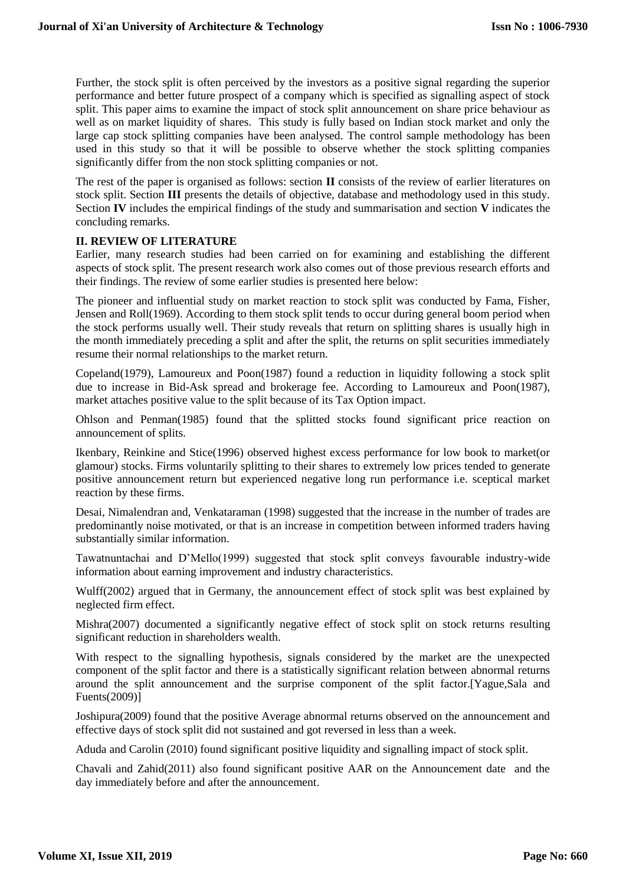Further, the stock split is often perceived by the investors as a positive signal regarding the superior performance and better future prospect of a company which is specified as signalling aspect of stock split. This paper aims to examine the impact of stock split announcement on share price behaviour as well as on market liquidity of shares. This study is fully based on Indian stock market and only the large cap stock splitting companies have been analysed. The control sample methodology has been used in this study so that it will be possible to observe whether the stock splitting companies significantly differ from the non stock splitting companies or not.

The rest of the paper is organised as follows: section **II** consists of the review of earlier literatures on stock split. Section **III** presents the details of objective, database and methodology used in this study. Section **IV** includes the empirical findings of the study and summarisation and section **V** indicates the concluding remarks.

## II. REVIEW OF LITERATURE

Earlier, many research studies had been carried on for examining and establishing the different aspects of stock split. The present research work also comes out of those previous research efforts and their findings. The review of some earlier studies is presented here below:

The pioneer and influential study on market reaction to stock split was conducted by Fama, Fisher, Jensen and Roll(1969). According to them stock split tends to occur during general boom period when the stock performs usually well. Their study reveals that return on splitting shares is usually high in the month immediately preceding a split and after the split, the returns on split securities immediately resume their normal relationships to the market return.

Copeland(1979), Lamoureux and Poon(1987) found a reduction in liquidity following a stock split due to increase in Bid-Ask spread and brokerage fee. According to Lamoureux and Poon(1987), market attaches positive value to the split because of its Tax Option impact.

Ohlson and Penman(1985) found that the splitted stocks found significant price reaction on announcement of splits.

Ikenbary, Reinkine and Stice(1996) observed highest excess performance for low book to market(or glamour) stocks. Firms voluntarily splitting to their shares to extremely low prices tended to generate positive announcement return but experienced negative long run performance i.e. sceptical market reaction by these firms.

Desai, Nimalendran and, Venkataraman (1998) suggested that the increase in the number of trades are predominantly noise motivated, or that is an increase in competition between informed traders having substantially similar information.

Tawatnuntachai and D'Mello(1999) suggested that stock split conveys favourable industry-wide information about earning improvement and industry characteristics.

Wulff(2002) argued that in Germany, the announcement effect of stock split was best explained by neglected firm effect.

Mishra(2007) documented a significantly negative effect of stock split on stock returns resulting significant reduction in shareholders wealth.

With respect to the signalling hypothesis, signals considered by the market are the unexpected component of the split factor and there is a statistically significant relation between abnormal returns around the split announcement and the surprise component of the split factor.[Yague,Sala and Fuents(2009)]

Joshipura(2009) found that the positive Average abnormal returns observed on the announcement and effective days of stock split did not sustained and got reversed in less than a week.

Aduda and Carolin (2010) found significant positive liquidity and signalling impact of stock split.

Chavali and Zahid(2011) also found significant positive AAR on the Announcement date and the day immediately before and after the announcement.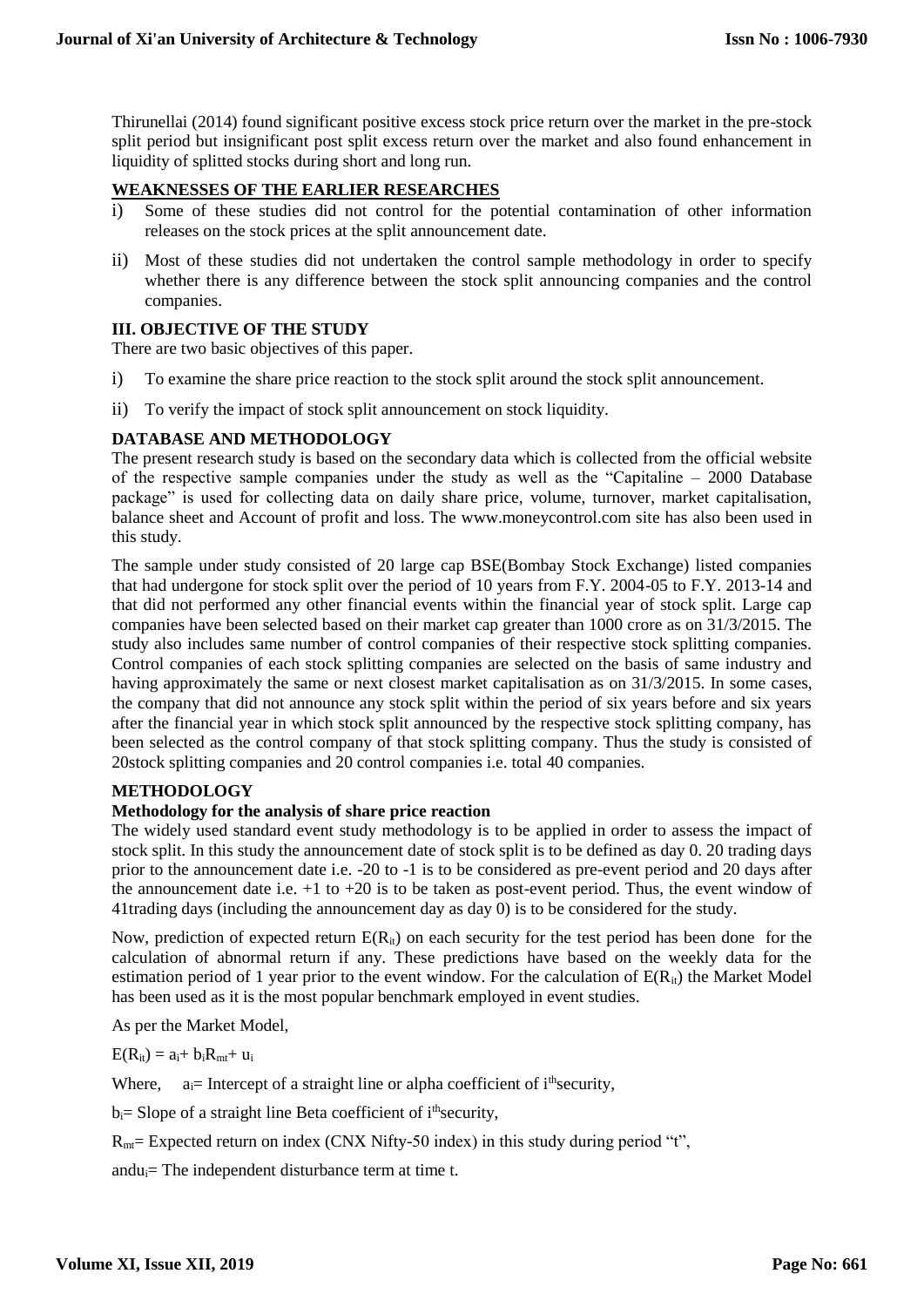Thirunellai (2014) found significant positive excess stock price return over the market in the pre-stock split period but insignificant post split excess return over the market and also found enhancement in liquidity of splitted stocks during short and long run.

## WEAKNESSES OF THE EARLIER RESEARCHES

i) Some of these studies did not control for the potential contamination of other information releases on the stock prices at the split announcement date.

ii) Most of these studies did not undertaken the control sample methodology in order to specify whether there is any difference between the stock split announcing companies and the control companies.

## III. OBJECTIVE OF THE STUDY

There are two basic objectives of this paper.

i) To examine the share price reaction to the stock split around the stock split announcement.

ii) To verify the impact of stock split announcement on stock liquidity.

## DATABASE AND METHODOLOGY

The present research study is based on the secondary data which is collected from the official website of the respective sample companies under the study as well as the "Capitaline – 2000 Database package" is used for collecting data on daily share price, volume, turnover, market capitalisation, balance sheet and Account of profit and loss. The www.moneycontrol.com site has also been used in this study.

The sample under study consisted of 20 large cap BSE(Bombay Stock Exchange) listed companies that had undergone for stock split over the period of 10 years from F.Y. 2004-05 to F.Y. 2013-14 and that did not performed any other financial events within the financial year of stock split. Large cap companies have been selected based on their market cap greater than 1000 crore as on 31/3/2015. The study also includes same number of control companies of their respective stock splitting companies. Control companies of each stock splitting companies are selected on the basis of same industry and having approximately the same or next closest market capitalisation as on 31/3/2015. In some cases, the company that did not announce any stock split within the period of six years before and six years after the financial year in which stock split announced by the respective stock splitting company, has been selected as the control company of that stock splitting company. Thus the study is consisted of 20stock splitting companies and 20 control companies i.e. total 40 companies.

## METHODOLOGY

### Methodology for the analysis of share price reaction

The widely used standard event study methodology is to be applied in order to assess the impact of stock split. In this study the announcement date of stock split is to be defined as day 0. 20 trading days prior to the announcement date i.e. -20 to -1 is to be considered as pre-event period and 20 days after the announcement date i.e. +1 to +20 is to be taken as post-event period. Thus, the event window of 41trading days (including the announcement day as day 0) is to be considered for the study.

Now, prediction of expected return $E(R_{it})$ on each security for the test period has been done for the calculation of abnormal return if any. These predictions have based on the weekly data for the estimation period of 1 year prior to the event window. For the calculation of $E(R_{it})$ the Market Model has been used as it is the most popular benchmark employed in event studies.

As per the Market Model,

$E(R_{it}) = a_i + b_i R_{mt} + u_i$

Where, $a_i$= Intercept of a straight line or alpha coefficient of $i^{th}$security,

$b_i$= Slope of a straight line Beta coefficient of $i^{th}$security,

$R_{mt}$= Expected return on index (CNX Nifty-50 index) in this study during period "t",

and$u_i$= The independent disturbance term at time t.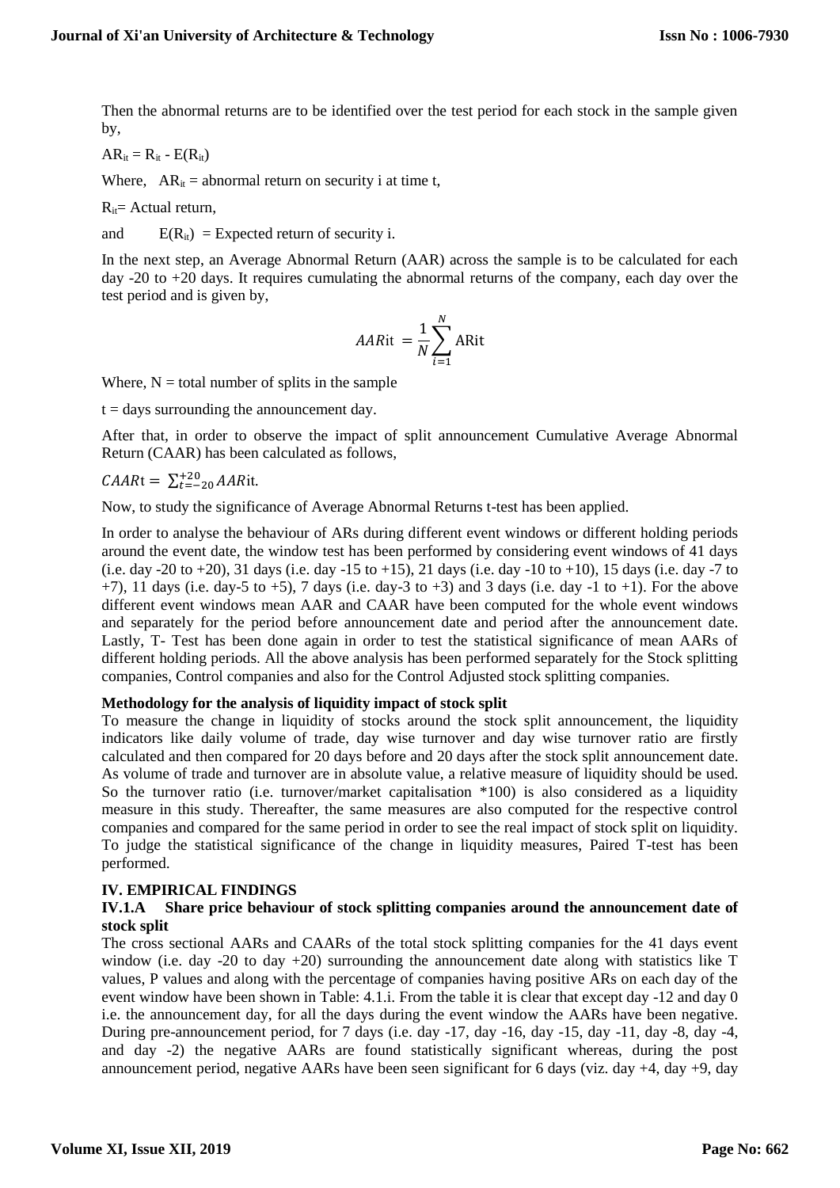Then the abnormal returns are to be identified over the test period for each stock in the sample given by,

$AR_{it} = R_{it} - E(R_{it})$

Where, $AR_{it}$ = abnormal return on security i at time t,

$R_{it}$= Actual return,

and $E(R_{it})$ = Expected return of security i.

In the next step, an Average Abnormal Return (AAR) across the sample is to be calculated for each day -20 to +20 days. It requires cumulating the abnormal returns of the company, each day over the test period and is given by,

$$AAR\text{it} = \frac{1}{N}\sum_{i=1}^{N} \text{ARit}$$

Where, N = total number of splits in the sample

t = days surrounding the announcement day.

After that, in order to observe the impact of split announcement Cumulative Average Abnormal Return (CAAR) has been calculated as follows,

$CAAR\text{t} = \sum_{t=-20}^{+20} AAR\text{it}.$

Now, to study the significance of Average Abnormal Returns t-test has been applied.

In order to analyse the behaviour of ARs during different event windows or different holding periods around the event date, the window test has been performed by considering event windows of 41 days (i.e. day -20 to +20), 31 days (i.e. day -15 to +15), 21 days (i.e. day -10 to +10), 15 days (i.e. day -7 to +7), 11 days (i.e. day-5 to +5), 7 days (i.e. day-3 to +3) and 3 days (i.e. day -1 to +1). For the above different event windows mean AAR and CAAR have been computed for the whole event windows and separately for the period before announcement date and period after the announcement date. Lastly, T- Test has been done again in order to test the statistical significance of mean AARs of different holding periods. All the above analysis has been performed separately for the Stock splitting companies, Control companies and also for the Control Adjusted stock splitting companies.

**Methodology for the analysis of liquidity impact of stock split**

To measure the change in liquidity of stocks around the stock split announcement, the liquidity indicators like daily volume of trade, day wise turnover and day wise turnover ratio are firstly calculated and then compared for 20 days before and 20 days after the stock split announcement date. As volume of trade and turnover are in absolute value, a relative measure of liquidity should be used. So the turnover ratio (i.e. turnover/market capitalisation *100) is also considered as a liquidity measure in this study. Thereafter, the same measures are also computed for the respective control companies and compared for the same period in order to see the real impact of stock split on liquidity. To judge the statistical significance of the change in liquidity measures, Paired T-test has been performed.

## IV. EMPIRICAL FINDINGS

### IV.1.A Share price behaviour of stock splitting companies around the announcement date of stock split

The cross sectional AARs and CAARs of the total stock splitting companies for the 41 days event window (i.e. day -20 to day +20) surrounding the announcement date along with statistics like T values, P values and along with the percentage of companies having positive ARs on each day of the event window have been shown in Table: 4.1.i. From the table it is clear that except day -12 and day 0 i.e. the announcement day, for all the days during the event window the AARs have been negative. During pre-announcement period, for 7 days (i.e. day -17, day -16, day -15, day -11, day -8, day -4, and day -2) the negative AARs are found statistically significant whereas, during the post announcement period, negative AARs have been seen significant for 6 days (viz. day +4, day +9, day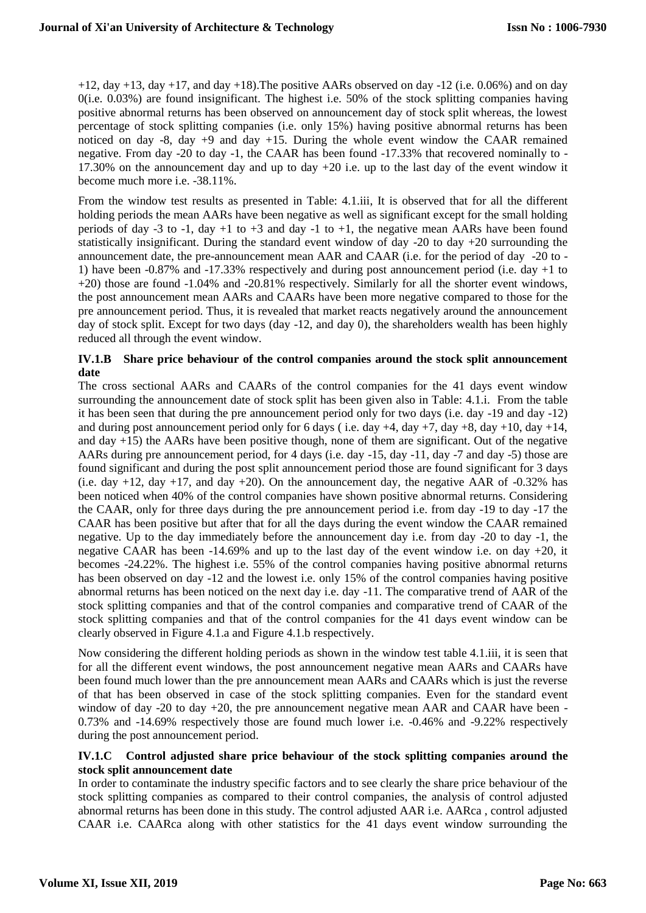+12, day +13, day +17, and day +18).The positive AARs observed on day -12 (i.e. 0.06%) and on day 0(i.e. 0.03%) are found insignificant. The highest i.e. 50% of the stock splitting companies having positive abnormal returns has been observed on announcement day of stock split whereas, the lowest percentage of stock splitting companies (i.e. only 15%) having positive abnormal returns has been noticed on day -8, day +9 and day +15. During the whole event window the CAAR remained negative. From day -20 to day -1, the CAAR has been found -17.33% that recovered nominally to -17.30% on the announcement day and up to day +20 i.e. up to the last day of the event window it become much more i.e. -38.11%.

From the window test results as presented in Table: 4.1.iii, It is observed that for all the different holding periods the mean AARs have been negative as well as significant except for the small holding periods of day -3 to -1, day +1 to +3 and day -1 to +1, the negative mean AARs have been found statistically insignificant. During the standard event window of day -20 to day +20 surrounding the announcement date, the pre-announcement mean AAR and CAAR (i.e. for the period of day -20 to -1) have been -0.87% and -17.33% respectively and during post announcement period (i.e. day +1 to +20) those are found -1.04% and -20.81% respectively. Similarly for all the shorter event windows, the post announcement mean AARs and CAARs have been more negative compared to those for the pre announcement period. Thus, it is revealed that market reacts negatively around the announcement day of stock split. Except for two days (day -12, and day 0), the shareholders wealth has been highly reduced all through the event window.

### IV.1.B Share price behaviour of the control companies around the stock split announcement date

The cross sectional AARs and CAARs of the control companies for the 41 days event window surrounding the announcement date of stock split has been given also in Table: 4.1.i. From the table it has been seen that during the pre announcement period only for two days (i.e. day -19 and day -12) and during post announcement period only for 6 days ( i.e. day +4, day +7, day +8, day +10, day +14, and day +15) the AARs have been positive though, none of them are significant. Out of the negative AARs during pre announcement period, for 4 days (i.e. day -15, day -11, day -7 and day -5) those are found significant and during the post split announcement period those are found significant for 3 days (i.e. day +12, day +17, and day +20). On the announcement day, the negative AAR of -0.32% has been noticed when 40% of the control companies have shown positive abnormal returns. Considering the CAAR, only for three days during the pre announcement period i.e. from day -19 to day -17 the CAAR has been positive but after that for all the days during the event window the CAAR remained negative. Up to the day immediately before the announcement day i.e. from day -20 to day -1, the negative CAAR has been -14.69% and up to the last day of the event window i.e. on day +20, it becomes -24.22%. The highest i.e. 55% of the control companies having positive abnormal returns has been observed on day -12 and the lowest i.e. only 15% of the control companies having positive abnormal returns has been noticed on the next day i.e. day -11. The comparative trend of AAR of the stock splitting companies and that of the control companies and comparative trend of CAAR of the stock splitting companies and that of the control companies for the 41 days event window can be clearly observed in Figure 4.1.a and Figure 4.1.b respectively.

Now considering the different holding periods as shown in the window test table 4.1.iii, it is seen that for all the different event windows, the post announcement negative mean AARs and CAARs have been found much lower than the pre announcement mean AARs and CAARs which is just the reverse of that has been observed in case of the stock splitting companies. Even for the standard event window of day -20 to day +20, the pre announcement negative mean AAR and CAAR have been -0.73% and -14.69% respectively those are found much lower i.e. -0.46% and -9.22% respectively during the post announcement period.

### IV.1.C Control adjusted share price behaviour of the stock splitting companies around the stock split announcement date

In order to contaminate the industry specific factors and to see clearly the share price behaviour of the stock splitting companies as compared to their control companies, the analysis of control adjusted abnormal returns has been done in this study. The control adjusted AAR i.e. AARca , control adjusted CAAR i.e. CAARca along with other statistics for the 41 days event window surrounding the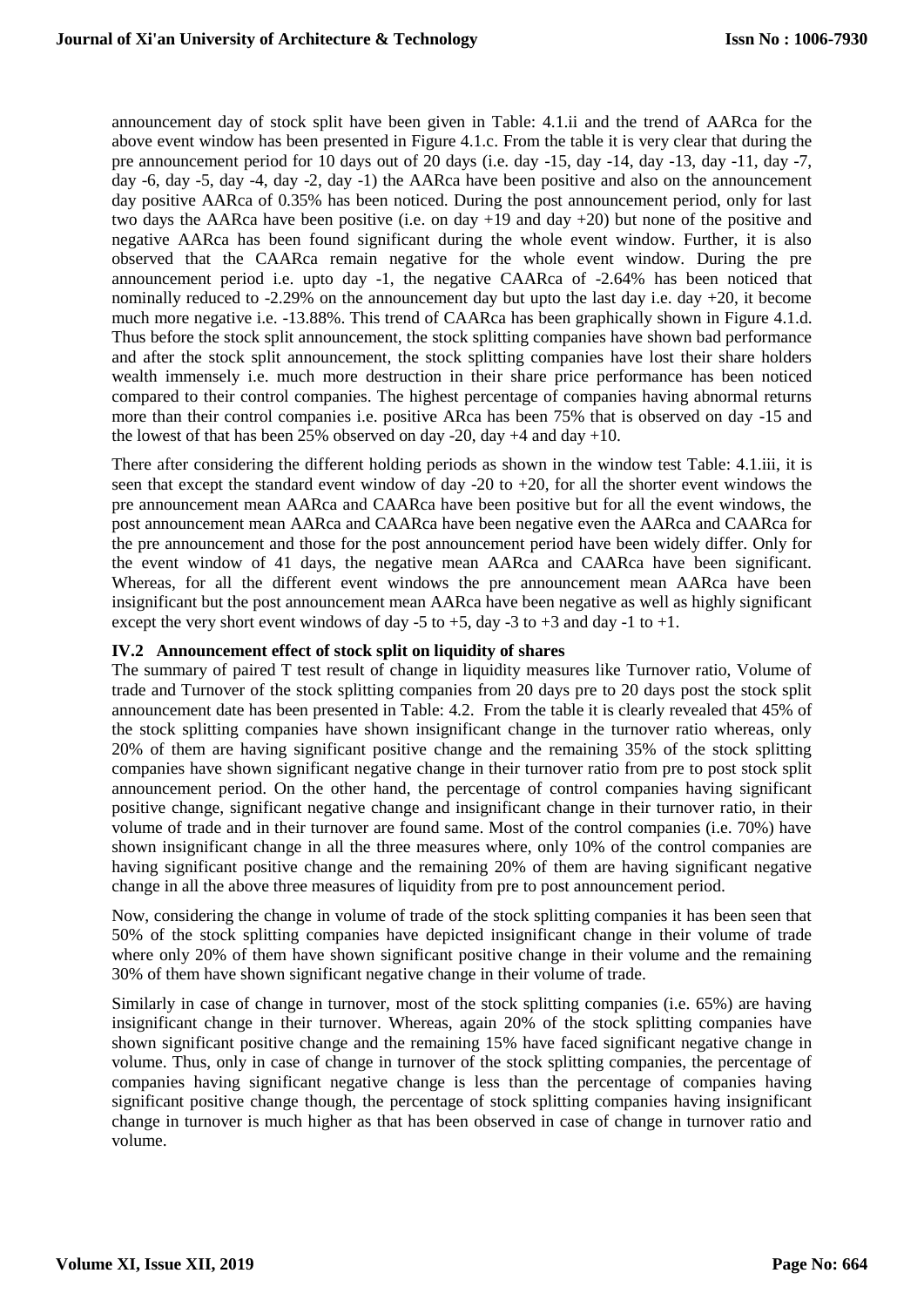announcement day of stock split have been given in Table: 4.1.ii and the trend of AARca for the above event window has been presented in Figure 4.1.c. From the table it is very clear that during the pre announcement period for 10 days out of 20 days (i.e. day -15, day -14, day -13, day -11, day -7, day -6, day -5, day -4, day -2, day -1) the AARca have been positive and also on the announcement day positive AARca of 0.35% has been noticed. During the post announcement period, only for last two days the AARca have been positive (i.e. on day +19 and day +20) but none of the positive and negative AARca has been found significant during the whole event window. Further, it is also observed that the CAARca remain negative for the whole event window. During the pre announcement period i.e. upto day -1, the negative CAARca of -2.64% has been noticed that nominally reduced to -2.29% on the announcement day but upto the last day i.e. day +20, it become much more negative i.e. -13.88%. This trend of CAARca has been graphically shown in Figure 4.1.d. Thus before the stock split announcement, the stock splitting companies have shown bad performance and after the stock split announcement, the stock splitting companies have lost their share holders wealth immensely i.e. much more destruction in their share price performance has been noticed compared to their control companies. The highest percentage of companies having abnormal returns more than their control companies i.e. positive ARca has been 75% that is observed on day -15 and the lowest of that has been 25% observed on day -20, day +4 and day +10.

There after considering the different holding periods as shown in the window test Table: 4.1.iii, it is seen that except the standard event window of day -20 to +20, for all the shorter event windows the pre announcement mean AARca and CAARca have been positive but for all the event windows, the post announcement mean AARca and CAARca have been negative even the AARca and CAARca for the pre announcement and those for the post announcement period have been widely differ. Only for the event window of 41 days, the negative mean AARca and CAARca have been significant. Whereas, for all the different event windows the pre announcement mean AARca have been insignificant but the post announcement mean AARca have been negative as well as highly significant except the very short event windows of day -5 to +5, day -3 to +3 and day -1 to +1.

### IV.2 Announcement effect of stock split on liquidity of shares

The summary of paired T test result of change in liquidity measures like Turnover ratio, Volume of trade and Turnover of the stock splitting companies from 20 days pre to 20 days post the stock split announcement date has been presented in Table: 4.2. From the table it is clearly revealed that 45% of the stock splitting companies have shown insignificant change in the turnover ratio whereas, only 20% of them are having significant positive change and the remaining 35% of the stock splitting companies have shown significant negative change in their turnover ratio from pre to post stock split announcement period. On the other hand, the percentage of control companies having significant positive change, significant negative change and insignificant change in their turnover ratio, in their volume of trade and in their turnover are found same. Most of the control companies (i.e. 70%) have shown insignificant change in all the three measures where, only 10% of the control companies are having significant positive change and the remaining 20% of them are having significant negative change in all the above three measures of liquidity from pre to post announcement period.

Now, considering the change in volume of trade of the stock splitting companies it has been seen that 50% of the stock splitting companies have depicted insignificant change in their volume of trade where only 20% of them have shown significant positive change in their volume and the remaining 30% of them have shown significant negative change in their volume of trade.

Similarly in case of change in turnover, most of the stock splitting companies (i.e. 65%) are having insignificant change in their turnover. Whereas, again 20% of the stock splitting companies have shown significant positive change and the remaining 15% have faced significant negative change in volume. Thus, only in case of change in turnover of the stock splitting companies, the percentage of companies having significant negative change is less than the percentage of companies having significant positive change though, the percentage of stock splitting companies having insignificant change in turnover is much higher as that has been observed in case of change in turnover ratio and volume.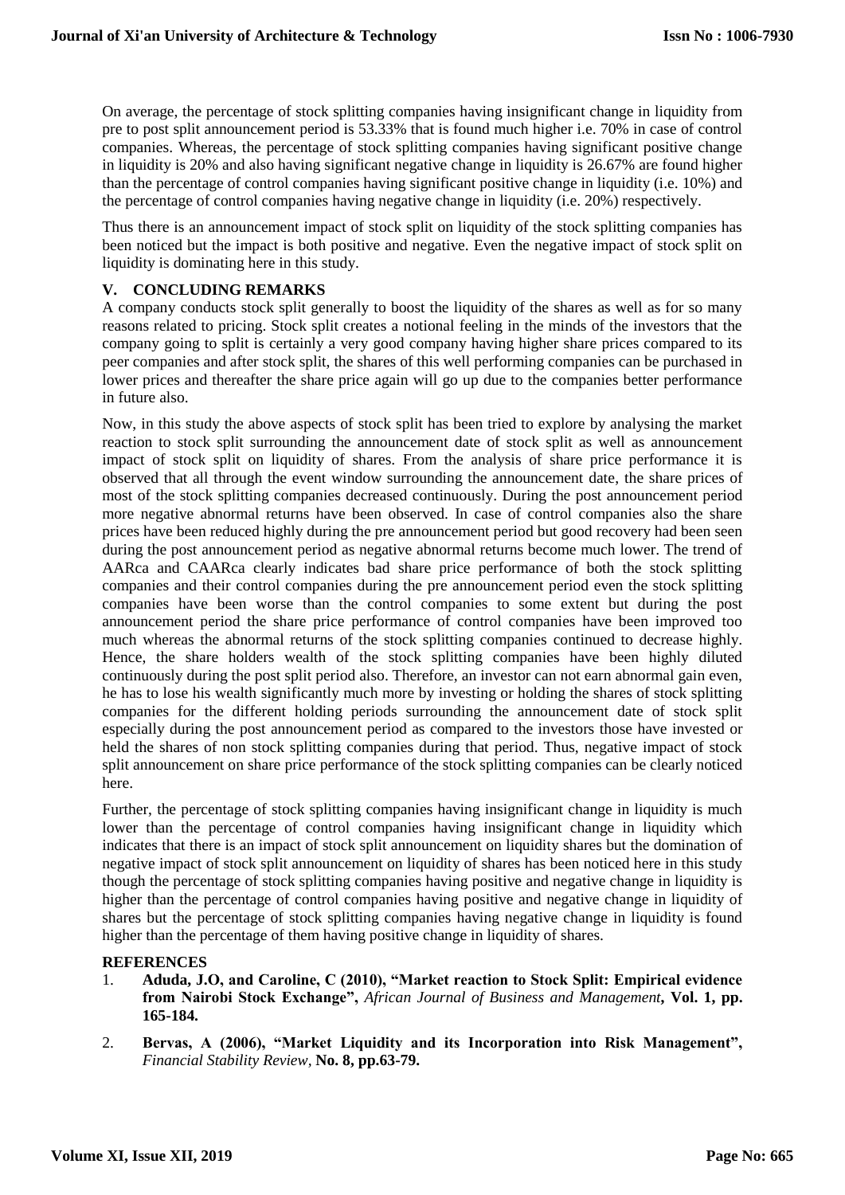On average, the percentage of stock splitting companies having insignificant change in liquidity from pre to post split announcement period is 53.33% that is found much higher i.e. 70% in case of control companies. Whereas, the percentage of stock splitting companies having significant positive change in liquidity is 20% and also having significant negative change in liquidity is 26.67% are found higher than the percentage of control companies having significant positive change in liquidity (i.e. 10%) and the percentage of control companies having negative change in liquidity (i.e. 20%) respectively.

Thus there is an announcement impact of stock split on liquidity of the stock splitting companies has been noticed but the impact is both positive and negative. Even the negative impact of stock split on liquidity is dominating here in this study.

## V. CONCLUDING REMARKS

A company conducts stock split generally to boost the liquidity of the shares as well as for so many reasons related to pricing. Stock split creates a notional feeling in the minds of the investors that the company going to split is certainly a very good company having higher share prices compared to its peer companies and after stock split, the shares of this well performing companies can be purchased in lower prices and thereafter the share price again will go up due to the companies better performance in future also.

Now, in this study the above aspects of stock split has been tried to explore by analysing the market reaction to stock split surrounding the announcement date of stock split as well as announcement impact of stock split on liquidity of shares. From the analysis of share price performance it is observed that all through the event window surrounding the announcement date, the share prices of most of the stock splitting companies decreased continuously. During the post announcement period more negative abnormal returns have been observed. In case of control companies also the share prices have been reduced highly during the pre announcement period but good recovery had been seen during the post announcement period as negative abnormal returns become much lower. The trend of AARca and CAARca clearly indicates bad share price performance of both the stock splitting companies and their control companies during the pre announcement period even the stock splitting companies have been worse than the control companies to some extent but during the post announcement period the share price performance of control companies have been improved too much whereas the abnormal returns of the stock splitting companies continued to decrease highly. Hence, the share holders wealth of the stock splitting companies have been highly diluted continuously during the post split period also. Therefore, an investor can not earn abnormal gain even, he has to lose his wealth significantly much more by investing or holding the shares of stock splitting companies for the different holding periods surrounding the announcement date of stock split especially during the post announcement period as compared to the investors those have invested or held the shares of non stock splitting companies during that period. Thus, negative impact of stock split announcement on share price performance of the stock splitting companies can be clearly noticed here.

Further, the percentage of stock splitting companies having insignificant change in liquidity is much lower than the percentage of control companies having insignificant change in liquidity which indicates that there is an impact of stock split announcement on liquidity shares but the domination of negative impact of stock split announcement on liquidity of shares has been noticed here in this study though the percentage of stock splitting companies having positive and negative change in liquidity is higher than the percentage of control companies having positive and negative change in liquidity of shares but the percentage of stock splitting companies having negative change in liquidity is found higher than the percentage of them having positive change in liquidity of shares.

## REFERENCES

1. **Aduda, J.O, and Caroline, C (2010), "Market reaction to Stock Split: Empirical evidence from Nairobi Stock Exchange",** *African Journal of Business and Management***, Vol. 1, pp. 165-184.**
2. **Bervas, A (2006), "Market Liquidity and its Incorporation into Risk Management",** *Financial Stability Review,* **No. 8, pp.63-79.**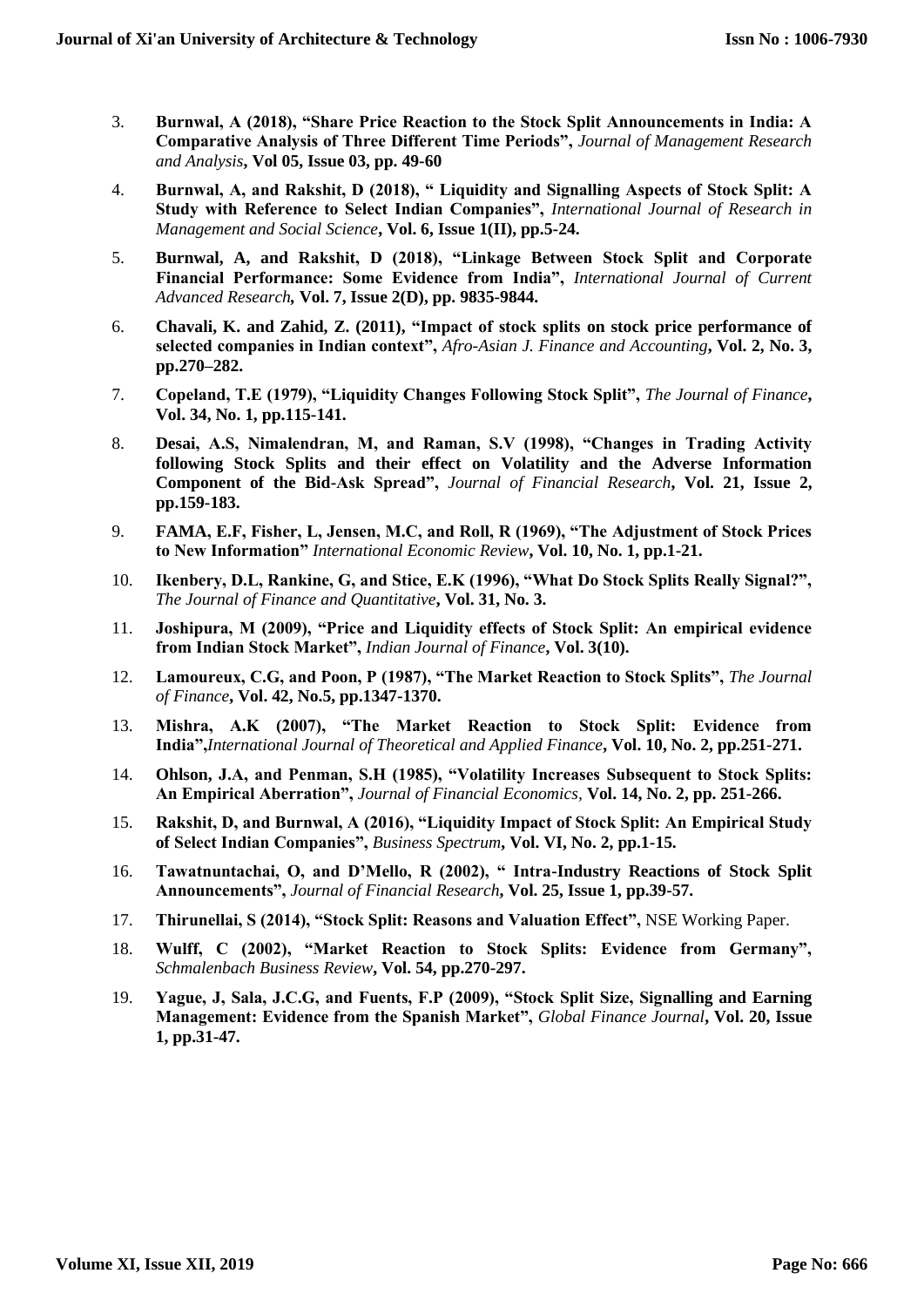3. **Burnwal, A (2018), "Share Price Reaction to the Stock Split Announcements in India: A Comparative Analysis of Three Different Time Periods",** *Journal of Management Research and Analysis***, Vol 05, Issue 03, pp. 49-60**

4. **Burnwal, A, and Rakshit, D (2018), " Liquidity and Signalling Aspects of Stock Split: A Study with Reference to Select Indian Companies",** *International Journal of Research in Management and Social Science***, Vol. 6, Issue 1(II), pp.5-24.**

5. **Burnwal, A, and Rakshit, D (2018), "Linkage Between Stock Split and Corporate Financial Performance: Some Evidence from India",** *International Journal of Current Advanced Research***, Vol. 7, Issue 2(D), pp. 9835-9844.**

6. **Chavali, K. and Zahid, Z. (2011), "Impact of stock splits on stock price performance of selected companies in Indian context",** *Afro-Asian J. Finance and Accounting***, Vol. 2, No. 3, pp.270–282.**

7. **Copeland, T.E (1979), "Liquidity Changes Following Stock Split",** *The Journal of Finance***, Vol. 34, No. 1, pp.115-141.**

8. **Desai, A.S, Nimalendran, M, and Raman, S.V (1998), "Changes in Trading Activity following Stock Splits and their effect on Volatility and the Adverse Information Component of the Bid-Ask Spread",** *Journal of Financial Research***, Vol. 21, Issue 2, pp.159-183.**

9. **FAMA, E.F, Fisher, L, Jensen, M.C, and Roll, R (1969), "The Adjustment of Stock Prices to New Information"** *International Economic Review***, Vol. 10, No. 1, pp.1-21.**

10. **Ikenbery, D.L, Rankine, G, and Stice, E.K (1996), "What Do Stock Splits Really Signal?",** *The Journal of Finance and Quantitative***, Vol. 31, No. 3.**

11. **Joshipura, M (2009), "Price and Liquidity effects of Stock Split: An empirical evidence from Indian Stock Market",** *Indian Journal of Finance***, Vol. 3(10).**

12. **Lamoureux, C.G, and Poon, P (1987), "The Market Reaction to Stock Splits",** *The Journal of Finance***, Vol. 42, No.5, pp.1347-1370.**

13. **Mishra, A.K (2007), "The Market Reaction to Stock Split: Evidence from India",***International Journal of Theoretical and Applied Finance***, Vol. 10, No. 2, pp.251-271.**

14. **Ohlson, J.A, and Penman, S.H (1985), "Volatility Increases Subsequent to Stock Splits: An Empirical Aberration",** *Journal of Financial Economics,* **Vol. 14, No. 2, pp. 251-266.**

15. **Rakshit, D, and Burnwal, A (2016), "Liquidity Impact of Stock Split: An Empirical Study of Select Indian Companies",** *Business Spectrum***, Vol. VI, No. 2, pp.1-15.**

16. **Tawatnuntachai, O, and D'Mello, R (2002), " Intra-Industry Reactions of Stock Split Announcements",** *Journal of Financial Research***, Vol. 25, Issue 1, pp.39-57.**

17. **Thirunellai, S (2014), "Stock Split: Reasons and Valuation Effect",** NSE Working Paper.

18. **Wulff, C (2002), "Market Reaction to Stock Splits: Evidence from Germany",** *Schmalenbach Business Review***, Vol. 54, pp.270-297.**

19. **Yague, J, Sala, J.C.G, and Fuents, F.P (2009), "Stock Split Size, Signalling and Earning Management: Evidence from the Spanish Market",** *Global Finance Journal***, Vol. 20, Issue 1, pp.31-47.**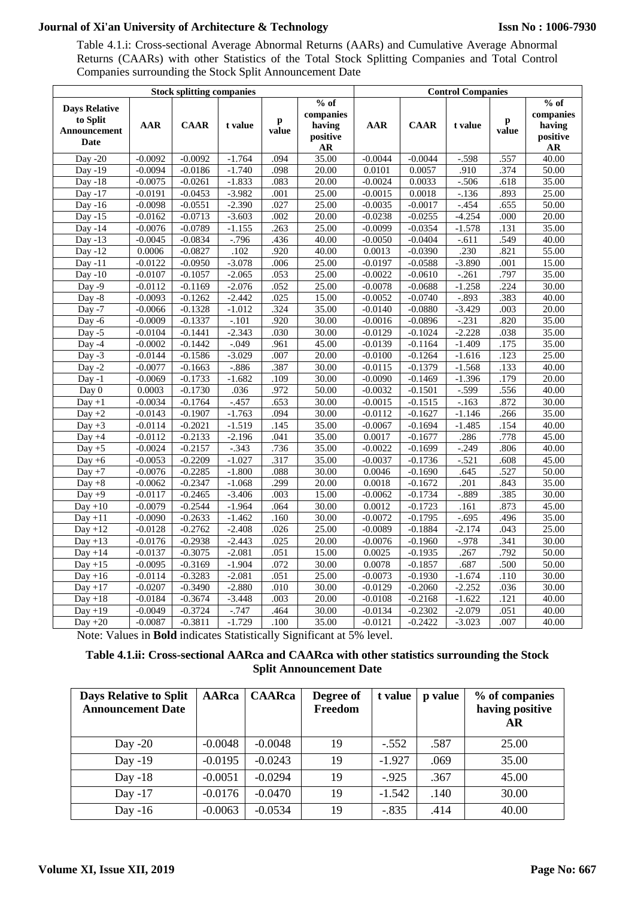Table 4.1.i: Cross-sectional Average Abnormal Returns (AARs) and Cumulative Average Abnormal Returns (CAARs) with other Statistics of the Total Stock Splitting Companies and Total Control Companies surrounding the Stock Split Announcement Date

| | Stock splitting companies | | | | | Control Companies | | | | |
|---|---|---|---|---|---|---|---|---|---|---|
| Days Relative to Split Announcement Date | AAR | CAAR | t value | p value | % of companies having positive AR | AAR | CAAR | t value | p value | % of companies having positive AR |
| Day -20 | -0.0092 | -0.0092 | -1.764 | .094 | 35.00 | -0.0044 | -0.0044 | -.598 | .557 | 40.00 |
| Day -19 | -0.0094 | -0.0186 | -1.740 | .098 | 20.00 | 0.0101 | 0.0057 | .910 | .374 | 50.00 |
| Day -18 | -0.0075 | -0.0261 | -1.833 | .083 | 20.00 | -0.0024 | 0.0033 | -.506 | .618 | 35.00 |
| Day -17 | -0.0191 | -0.0453 | -3.982 | .001 | 25.00 | -0.0015 | 0.0018 | -.136 | .893 | 25.00 |
| Day -16 | -0.0098 | -0.0551 | -2.390 | .027 | 25.00 | -0.0035 | -0.0017 | -.454 | .655 | 50.00 |
| Day -15 | -0.0162 | -0.0713 | -3.603 | .002 | 20.00 | -0.0238 | -0.0255 | -4.254 | .000 | 20.00 |
| Day -14 | -0.0076 | -0.0789 | -1.155 | .263 | 25.00 | -0.0099 | -0.0354 | -1.578 | .131 | 35.00 |
| Day -13 | -0.0045 | -0.0834 | -.796 | .436 | 40.00 | -0.0050 | -0.0404 | -.611 | .549 | 40.00 |
| Day -12 | 0.0006 | -0.0827 | .102 | .920 | 40.00 | 0.0013 | -0.0390 | .230 | .821 | 55.00 |
| Day -11 | -0.0122 | -0.0950 | -3.078 | .006 | 25.00 | -0.0197 | -0.0588 | -3.890 | .001 | 15.00 |
| Day -10 | -0.0107 | -0.1057 | -2.065 | .053 | 25.00 | -0.0022 | -0.0610 | -.261 | .797 | 35.00 |
| Day -9 | -0.0112 | -0.1169 | -2.076 | .052 | 25.00 | -0.0078 | -0.0688 | -1.258 | .224 | 30.00 |
| Day -8 | -0.0093 | -0.1262 | -2.442 | .025 | 15.00 | -0.0052 | -0.0740 | -.893 | .383 | 40.00 |
| Day -7 | -0.0066 | -0.1328 | -1.012 | .324 | 35.00 | -0.0140 | -0.0880 | -3.429 | .003 | 20.00 |
| Day -6 | -0.0009 | -0.1337 | -.101 | .920 | 30.00 | -0.0016 | -0.0896 | -.231 | .820 | 35.00 |
| Day -5 | -0.0104 | -0.1441 | -2.343 | .030 | 30.00 | -0.0129 | -0.1024 | -2.228 | .038 | 35.00 |
| Day -4 | -0.0002 | -0.1442 | -.049 | .961 | 45.00 | -0.0139 | -0.1164 | -1.409 | .175 | 35.00 |
| Day -3 | -0.0144 | -0.1586 | -3.029 | .007 | 20.00 | -0.0100 | -0.1264 | -1.616 | .123 | 25.00 |
| Day -2 | -0.0077 | -0.1663 | -.886 | .387 | 30.00 | -0.0115 | -0.1379 | -1.568 | .133 | 40.00 |
| Day -1 | -0.0069 | -0.1733 | -1.682 | .109 | 30.00 | -0.0090 | -0.1469 | -1.396 | .179 | 20.00 |
| Day 0 | 0.0003 | -0.1730 | .036 | .972 | 50.00 | -0.0032 | -0.1501 | -.599 | .556 | 40.00 |
| Day +1 | -0.0034 | -0.1764 | -.457 | .653 | 30.00 | -0.0015 | -0.1515 | -.163 | .872 | 30.00 |
| Day +2 | -0.0143 | -0.1907 | -1.763 | .094 | 30.00 | -0.0112 | -0.1627 | -1.146 | .266 | 35.00 |
| Day +3 | -0.0114 | -0.2021 | -1.519 | .145 | 35.00 | -0.0067 | -0.1694 | -1.485 | .154 | 40.00 |
| Day +4 | -0.0112 | -0.2133 | -2.196 | .041 | 35.00 | 0.0017 | -0.1677 | .286 | .778 | 45.00 |
| Day +5 | -0.0024 | -0.2157 | -.343 | .736 | 35.00 | -0.0022 | -0.1699 | -.249 | .806 | 40.00 |
| Day +6 | -0.0053 | -0.2209 | -1.027 | .317 | 35.00 | -0.0037 | -0.1736 | -.521 | .608 | 45.00 |
| Day +7 | -0.0076 | -0.2285 | -1.800 | .088 | 30.00 | 0.0046 | -0.1690 | .645 | .527 | 50.00 |
| Day +8 | -0.0062 | -0.2347 | -1.068 | .299 | 20.00 | 0.0018 | -0.1672 | .201 | .843 | 35.00 |
| Day +9 | -0.0117 | -0.2465 | -3.406 | .003 | 15.00 | -0.0062 | -0.1734 | -.889 | .385 | 30.00 |
| Day +10 | -0.0079 | -0.2544 | -1.964 | .064 | 30.00 | 0.0012 | -0.1723 | .161 | .873 | 45.00 |
| Day +11 | -0.0090 | -0.2633 | -1.462 | .160 | 30.00 | -0.0072 | -0.1795 | -.695 | .496 | 35.00 |
| Day +12 | -0.0128 | -0.2762 | -2.408 | .026 | 25.00 | -0.0089 | -0.1884 | -2.174 | .043 | 25.00 |
| Day +13 | -0.0176 | -0.2938 | -2.443 | .025 | 20.00 | -0.0076 | -0.1960 | -.978 | .341 | 30.00 |
| Day +14 | -0.0137 | -0.3075 | -2.081 | .051 | 15.00 | 0.0025 | -0.1935 | .267 | .792 | 50.00 |
| Day +15 | -0.0095 | -0.3169 | -1.904 | .072 | 30.00 | 0.0078 | -0.1857 | .687 | .500 | 50.00 |
| Day +16 | -0.0114 | -0.3283 | -2.081 | .051 | 25.00 | -0.0073 | -0.1930 | -1.674 | .110 | 30.00 |
| Day +17 | -0.0207 | -0.3490 | -2.880 | .010 | 30.00 | -0.0129 | -0.2060 | -2.252 | .036 | 30.00 |
| Day +18 | -0.0184 | -0.3674 | -3.448 | .003 | 20.00 | -0.0108 | -0.2168 | -1.622 | .121 | 40.00 |
| Day +19 | -0.0049 | -0.3724 | -.747 | .464 | 30.00 | -0.0134 | -0.2302 | -2.079 | .051 | 40.00 |
| Day +20 | -0.0087 | -0.3811 | -1.729 | .100 | 35.00 | -0.0121 | -0.2422 | -3.023 | .007 | 40.00 |

Note: Values in **Bold** indicates Statistically Significant at 5% level.

**Table 4.1.ii: Cross-sectional AARca and CAARca with other statistics surrounding the Stock Split Announcement Date**

| Days Relative to Split Announcement Date | AARca | CAARca | Degree of Freedom | t value | p value | % of companies having positive AR |
|---|---|---|---|---|---|---|
| Day -20 | -0.0048 | -0.0048 | 19 | -.552 | .587 | 25.00 |
| Day -19 | -0.0195 | -0.0243 | 19 | -1.927 | .069 | 35.00 |
| Day -18 | -0.0051 | -0.0294 | 19 | -.925 | .367 | 45.00 |
| Day -17 | -0.0176 | -0.0470 | 19 | -1.542 | .140 | 30.00 |
| Day -16 | -0.0063 | -0.0534 | 19 | -.835 | .414 | 40.00 |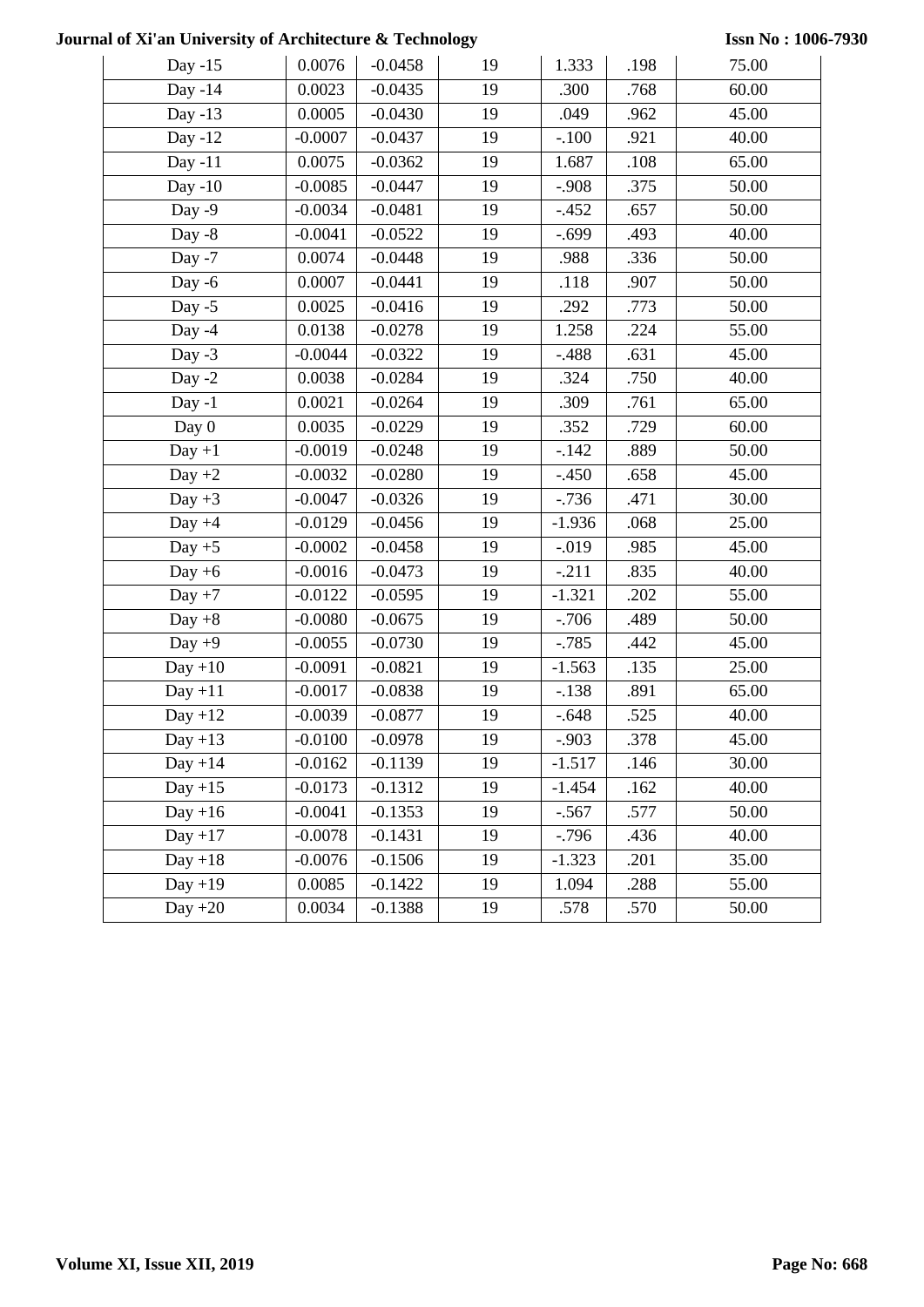| Day -15 | 0.0076 | -0.0458 | 19 | 1.333 | .198 | 75.00 |
|---|---|---|---|---|---|---|
| Day -14 | 0.0023 | -0.0435 | 19 | .300 | .768 | 60.00 |
| Day -13 | 0.0005 | -0.0430 | 19 | .049 | .962 | 45.00 |
| Day -12 | -0.0007 | -0.0437 | 19 | -.100 | .921 | 40.00 |
| Day -11 | 0.0075 | -0.0362 | 19 | 1.687 | .108 | 65.00 |
| Day -10 | -0.0085 | -0.0447 | 19 | -.908 | .375 | 50.00 |
| Day -9 | -0.0034 | -0.0481 | 19 | -.452 | .657 | 50.00 |
| Day -8 | -0.0041 | -0.0522 | 19 | -.699 | .493 | 40.00 |
| Day -7 | 0.0074 | -0.0448 | 19 | .988 | .336 | 50.00 |
| Day -6 | 0.0007 | -0.0441 | 19 | .118 | .907 | 50.00 |
| Day -5 | 0.0025 | -0.0416 | 19 | .292 | .773 | 50.00 |
| Day -4 | 0.0138 | -0.0278 | 19 | 1.258 | .224 | 55.00 |
| Day -3 | -0.0044 | -0.0322 | 19 | -.488 | .631 | 45.00 |
| Day -2 | 0.0038 | -0.0284 | 19 | .324 | .750 | 40.00 |
| Day -1 | 0.0021 | -0.0264 | 19 | .309 | .761 | 65.00 |
| Day 0 | 0.0035 | -0.0229 | 19 | .352 | .729 | 60.00 |
| Day +1 | -0.0019 | -0.0248 | 19 | -.142 | .889 | 50.00 |
| Day +2 | -0.0032 | -0.0280 | 19 | -.450 | .658 | 45.00 |
| Day +3 | -0.0047 | -0.0326 | 19 | -.736 | .471 | 30.00 |
| Day +4 | -0.0129 | -0.0456 | 19 | -1.936 | .068 | 25.00 |
| Day +5 | -0.0002 | -0.0458 | 19 | -.019 | .985 | 45.00 |
| Day +6 | -0.0016 | -0.0473 | 19 | -.211 | .835 | 40.00 |
| Day +7 | -0.0122 | -0.0595 | 19 | -1.321 | .202 | 55.00 |
| Day +8 | -0.0080 | -0.0675 | 19 | -.706 | .489 | 50.00 |
| Day +9 | -0.0055 | -0.0730 | 19 | -.785 | .442 | 45.00 |
| Day +10 | -0.0091 | -0.0821 | 19 | -1.563 | .135 | 25.00 |
| Day +11 | -0.0017 | -0.0838 | 19 | -.138 | .891 | 65.00 |
| Day +12 | -0.0039 | -0.0877 | 19 | -.648 | .525 | 40.00 |
| Day +13 | -0.0100 | -0.0978 | 19 | -.903 | .378 | 45.00 |
| Day +14 | -0.0162 | -0.1139 | 19 | -1.517 | .146 | 30.00 |
| Day +15 | -0.0173 | -0.1312 | 19 | -1.454 | .162 | 40.00 |
| Day +16 | -0.0041 | -0.1353 | 19 | -.567 | .577 | 50.00 |
| Day +17 | -0.0078 | -0.1431 | 19 | -.796 | .436 | 40.00 |
| Day +18 | -0.0076 | -0.1506 | 19 | -1.323 | .201 | 35.00 |
| Day +19 | 0.0085 | -0.1422 | 19 | 1.094 | .288 | 55.00 |
| Day +20 | 0.0034 | -0.1388 | 19 | .578 | .570 | 50.00 |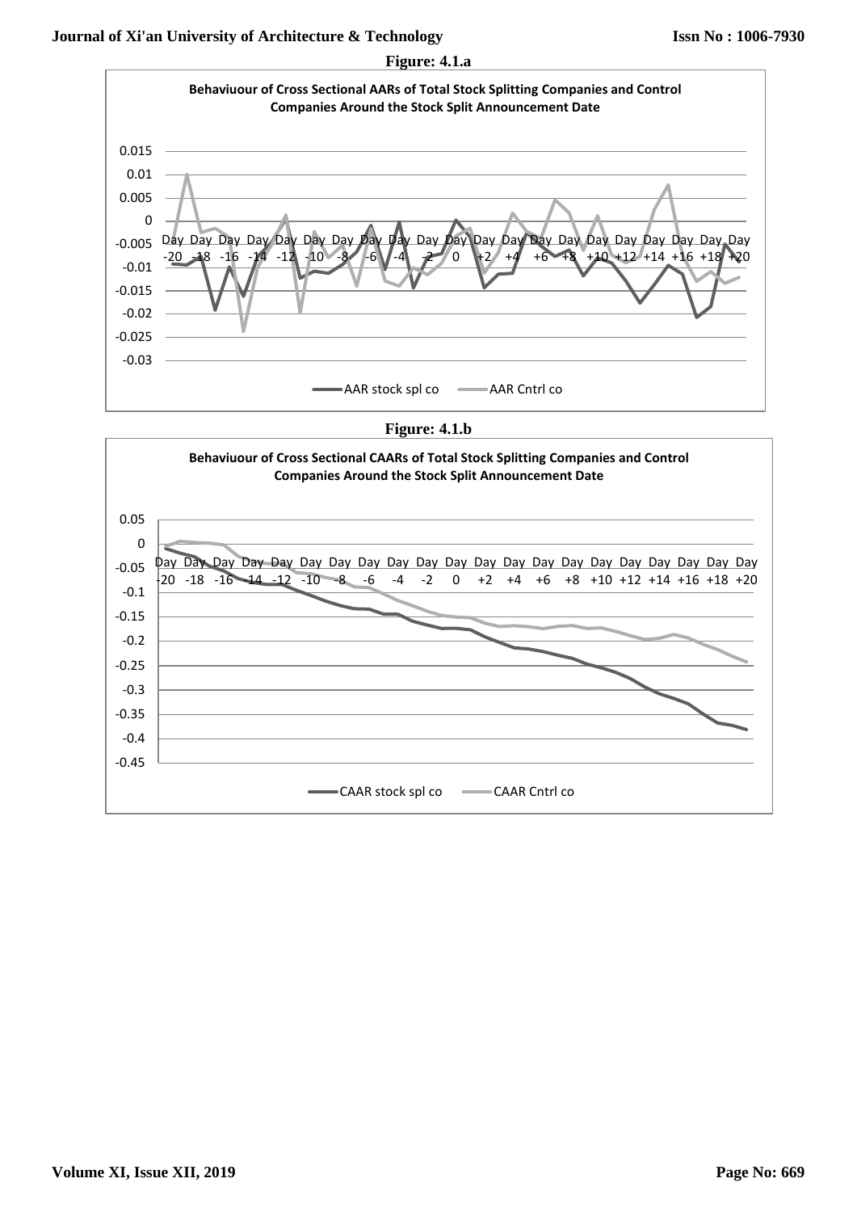**Figure: 4.1.a**

**Behaviuour of Cross Sectional AARs of Total Stock Splitting Companies and Control Companies Around the Stock Split Announcement Date**

**Figure: 4.1.b**

**Behaviuour of Cross Sectional CAARs of Total Stock Splitting Companies and Control Companies Around the Stock Split Announcement Date**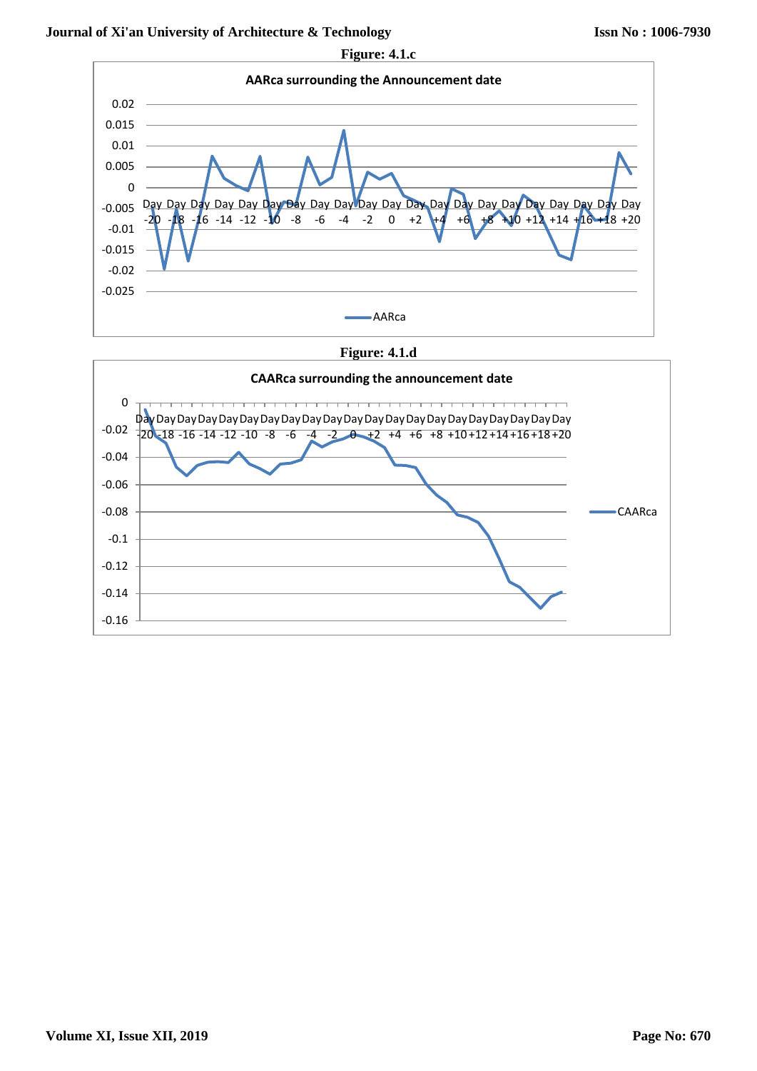Figure: 4.1.c

Figure: 4.1.d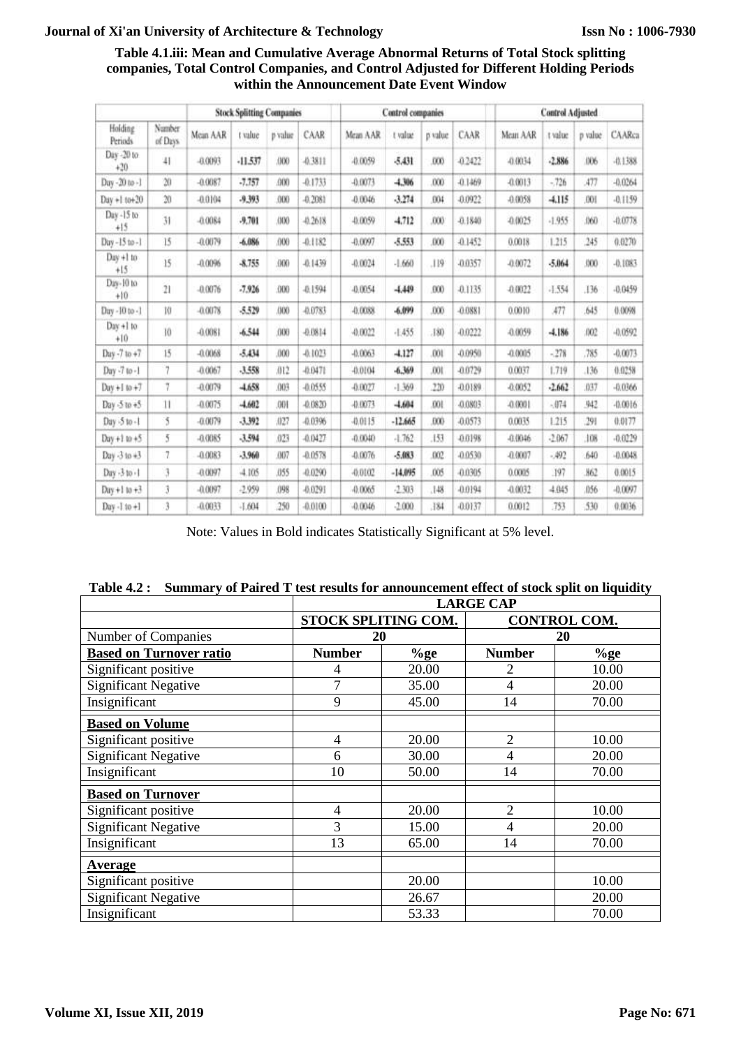**Table 4.1.iii: Mean and Cumulative Average Abnormal Returns of Total Stock splitting companies, Total Control Companies, and Control Adjusted for Different Holding Periods within the Announcement Date Event Window**

| | | Stock Splitting Companies | | | | Control companies | | | | Control Adjusted | | | |
|---|---|---|---|---|---|---|---|---|---|---|---|---|---|
| Holding Periods | Number of Days | Mean AAR | t value | p value | CAAR | Mean AAR | t value | p value | CAAR | Mean AAR | t value | p value | CAARca |
| Day -20 to +20 | 41 | -0.0093 | **-11.537** | .000 | -0.3811 | -0.0059 | **-5.431** | .000 | -0.2422 | -0.0034 | **-2.886** | .006 | -0.1388 |
| Day -20 to -1 | 20 | -0.0087 | **-7.757** | .000 | -0.1733 | -0.0073 | **-4.306** | .000 | -0.1469 | -0.0013 | -.726 | .477 | -0.0264 |
| Day +1 to+20 | 20 | -0.0104 | **-9.393** | .000 | -0.2081 | -0.0046 | **-3.274** | .004 | -0.0922 | -0.0058 | **-4.115** | .001 | -0.1159 |
| Day -15 to +15 | 31 | -0.0084 | **-9.701** | .000 | -0.2618 | -0.0059 | **-4.712** | .000 | -0.1840 | -0.0025 | -1.955 | .060 | -0.0778 |
| Day -15 to -1 | 15 | -0.0079 | **-6.086** | .000 | -0.1182 | -0.0097 | **-5.553** | .000 | -0.1452 | 0.0018 | 1.215 | .245 | 0.0270 |
| Day +1 to +15 | 15 | -0.0096 | **-8.755** | .000 | -0.1439 | -0.0024 | -1.660 | .119 | -0.0357 | -0.0072 | **-5.064** | .000 | -0.1083 |
| Day-10 to +10 | 21 | -0.0076 | **-7.926** | .000 | -0.1594 | -0.0054 | **-4.449** | .000 | -0.1135 | -0.0022 | -1.554 | .136 | -0.0459 |
| Day -10 to -1 | 10 | -0.0078 | **-5.529** | .000 | -0.0783 | -0.0088 | **-6.099** | .000 | -0.0881 | 0.0010 | .477 | .645 | 0.0098 |
| Day +1 to +10 | 10 | -0.0081 | **-6.544** | .000 | -0.0814 | -0.0022 | -1.455 | .180 | -0.0222 | -0.0059 | **-4.186** | .002 | -0.0592 |
| Day -7 to +7 | 15 | -0.0068 | **-5.434** | .000 | -0.1023 | -0.0063 | **-4.127** | .001 | -0.0950 | -0.0005 | -.278 | .785 | -0.0073 |
| Day -7 to -1 | 7 | -0.0067 | **-3.558** | .012 | -0.0471 | -0.0104 | **-6.369** | .001 | -0.0729 | 0.0037 | 1.719 | .136 | 0.0258 |
| Day +1 to +7 | 7 | -0.0079 | **-4.658** | .003 | -0.0555 | -0.0027 | -1.369 | .220 | -0.0189 | -0.0052 | **-2.662** | .037 | -0.0366 |
| Day -5 to +5 | 11 | -0.0075 | **-4.602** | .001 | -0.0820 | -0.0073 | **-4.604** | .001 | -0.0803 | -0.0001 | -.074 | .942 | -0.0016 |
| Day -5 to -1 | 5 | -0.0079 | **-3.392** | .027 | -0.0396 | -0.0115 | **-12.665** | .000 | -0.0573 | 0.0035 | 1.215 | .291 | 0.0177 |
| Day +1 to +5 | 5 | -0.0085 | **-3.594** | .023 | -0.0427 | -0.0040 | -1.762 | .153 | -0.0198 | -0.0046 | -2.067 | .108 | -0.0229 |
| Day -3 to +3 | 7 | -0.0083 | **-3.960** | .007 | -0.0578 | -0.0076 | **-5.083** | .002 | -0.0530 | -0.0007 | -.492 | .640 | -0.0048 |
| Day -3 to -1 | 3 | -0.0097 | -4.105 | .055 | -0.0290 | -0.0102 | **-14.095** | .005 | -0.0305 | 0.0005 | .197 | .862 | 0.0015 |
| Day +1 to +3 | 3 | -0.0097 | -2.959 | .098 | -0.0291 | -0.0065 | -2.303 | .148 | -0.0194 | -0.0032 | -4.045 | .056 | -0.0097 |
| Day -1 to +1 | 3 | -0.0033 | -1.604 | .250 | -0.0100 | -0.0046 | -2.000 | .184 | -0.0137 | 0.0012 | .753 | .530 | 0.0036 |

Note: Values in Bold indicates Statistically Significant at 5% level.

**Table 4.2 : Summary of Paired T test results for announcement effect of stock split on liquidity**

| | LARGE CAP | | | |
|---|---|---|---|---|
| | STOCK SPLITING COM. | | CONTROL COM. | |
| Number of Companies | 20 | | 20 | |
| **Based on Turnover ratio** | **Number** | **%ge** | **Number** | **%ge** |
| Significant positive | 4 | 20.00 | 2 | 10.00 |
| Significant Negative | 7 | 35.00 | 4 | 20.00 |
| Insignificant | 9 | 45.00 | 14 | 70.00 |
| **Based on Volume** | | | | |
| Significant positive | 4 | 20.00 | 2 | 10.00 |
| Significant Negative | 6 | 30.00 | 4 | 20.00 |
| Insignificant | 10 | 50.00 | 14 | 70.00 |
| **Based on Turnover** | | | | |
| Significant positive | 4 | 20.00 | 2 | 10.00 |
| Significant Negative | 3 | 15.00 | 4 | 20.00 |
| Insignificant | 13 | 65.00 | 14 | 70.00 |
| **Average** | | | | |
| Significant positive | | 20.00 | | 10.00 |
| Significant Negative | | 26.67 | | 20.00 |
| Insignificant | | 53.33 | | 70.00 |